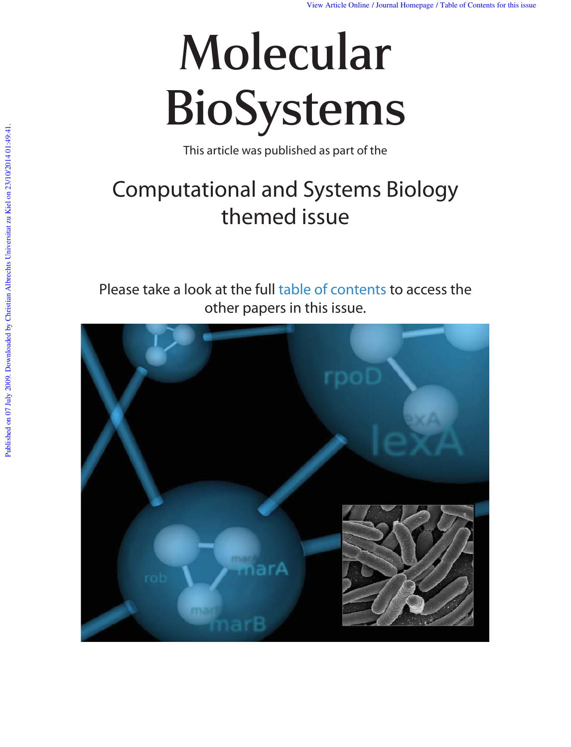# Molecular BioSystems

This article was published as part of the

## Computational and Systems Biology themed issue

Please take a look at the full table of contents to access the other papers in this issue.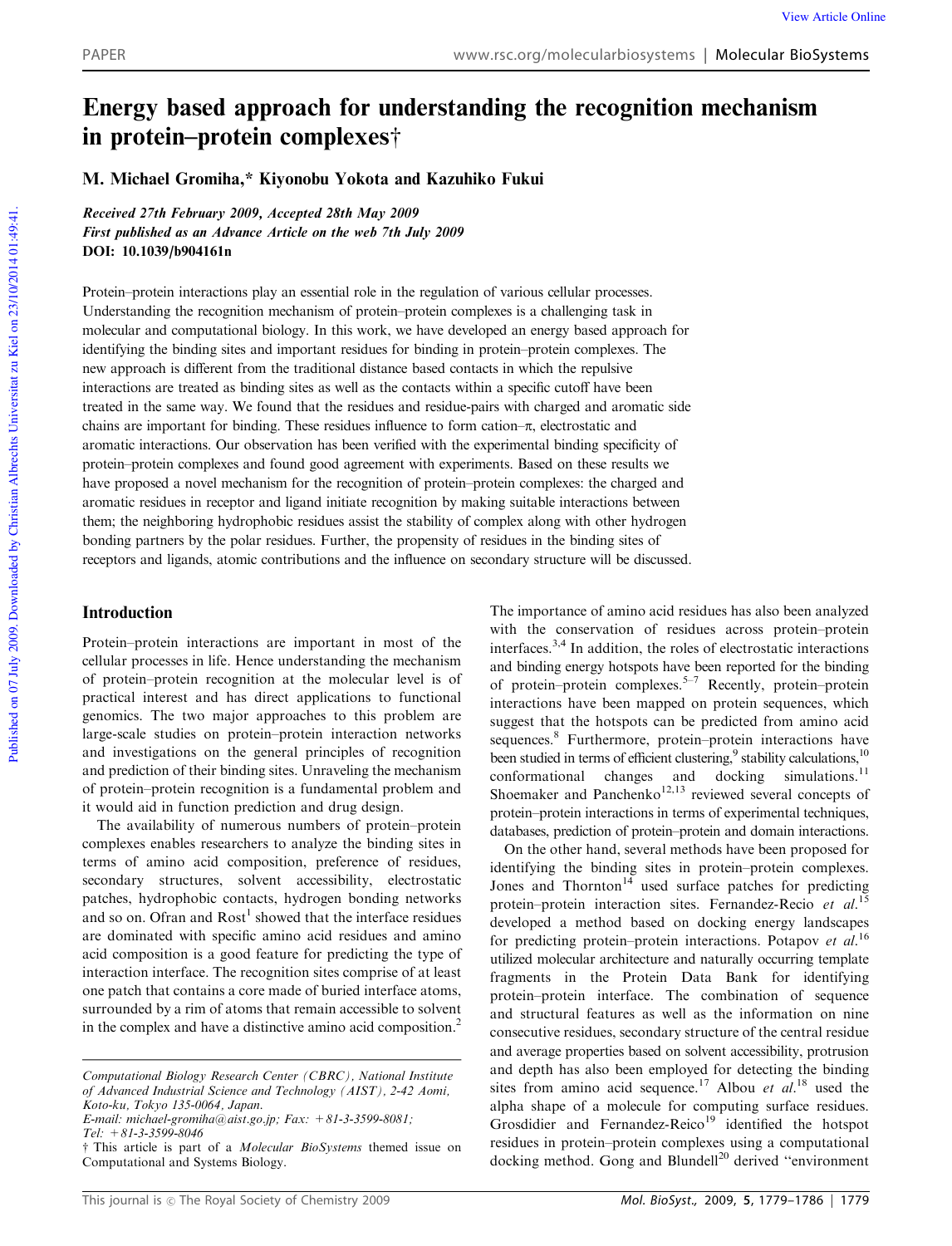# Energy based approach for understanding the recognition mechanism in protein–protein complexes†

M. Michael Gromiha,* Kiyonobu Yokota and Kazuhiko Fukui

*Received 27th February 2009, Accepted 28th May 2009*
*First published as an Advance Article on the web 7th July 2009*
**DOI: 10.1039/b904161n**

Protein–protein interactions play an essential role in the regulation of various cellular processes. Understanding the recognition mechanism of protein–protein complexes is a challenging task in molecular and computational biology. In this work, we have developed an energy based approach for identifying the binding sites and important residues for binding in protein–protein complexes. The new approach is different from the traditional distance based contacts in which the repulsive interactions are treated as binding sites as well as the contacts within a specific cutoff have been treated in the same way. We found that the residues and residue-pairs with charged and aromatic side chains are important for binding. These residues influence to form cation–π, electrostatic and aromatic interactions. Our observation has been verified with the experimental binding specificity of protein–protein complexes and found good agreement with experiments. Based on these results we have proposed a novel mechanism for the recognition of protein–protein complexes: the charged and aromatic residues in receptor and ligand initiate recognition by making suitable interactions between them; the neighboring hydrophobic residues assist the stability of complex along with other hydrogen bonding partners by the polar residues. Further, the propensity of residues in the binding sites of receptors and ligands, atomic contributions and the influence on secondary structure will be discussed.

## Introduction

Protein–protein interactions are important in most of the cellular processes in life. Hence understanding the mechanism of protein–protein recognition at the molecular level is of practical interest and has direct applications to functional genomics. The two major approaches to this problem are large-scale studies on protein–protein interaction networks and investigations on the general principles of recognition and prediction of their binding sites. Unraveling the mechanism of protein–protein recognition is a fundamental problem and it would aid in function prediction and drug design.

The availability of numerous numbers of protein–protein complexes enables researchers to analyze the binding sites in terms of amino acid composition, preference of residues, secondary structures, solvent accessibility, electrostatic patches, hydrophobic contacts, hydrogen bonding networks and so on. Ofran and Rost[1] showed that the interface residues are dominated with specific amino acid residues and amino acid composition is a good feature for predicting the type of interaction interface. The recognition sites comprise of at least one patch that contains a core made of buried interface atoms, surrounded by a rim of atoms that remain accessible to solvent in the complex and have a distinctive amino acid composition.[2]

The importance of amino acid residues has also been analyzed with the conservation of residues across protein–protein interfaces.[3,4] In addition, the roles of electrostatic interactions and binding energy hotspots have been reported for the binding of protein–protein complexes.[5–7] Recently, protein–protein interactions have been mapped on protein sequences, which suggest that the hotspots can be predicted from amino acid sequences.[8] Furthermore, protein–protein interactions have been studied in terms of efficient clustering,[9] stability calculations,[10] conformational changes and docking simulations.[11] Shoemaker and Panchenko[12,13] reviewed several concepts of protein–protein interactions in terms of experimental techniques, databases, prediction of protein–protein and domain interactions.

On the other hand, several methods have been proposed for identifying the binding sites in protein–protein complexes. Jones and Thornton[14] used surface patches for predicting protein–protein interaction sites. Fernandez-Recio *et al.*[15] developed a method based on docking energy landscapes for predicting protein–protein interactions. Potapov *et al.*[16] utilized molecular architecture and naturally occurring template fragments in the Protein Data Bank for identifying protein–protein interface. The combination of sequence and structural features as well as the information on nine consecutive residues, secondary structure of the central residue and average properties based on solvent accessibility, protrusion and depth has also been employed for detecting the binding sites from amino acid sequence.[17] Albou *et al.*[18] used the alpha shape of a molecule for computing surface residues. Grosdidier and Fernandez-Reico[19] identified the hotspot residues in protein–protein complexes using a computational docking method. Gong and Blundell[20] derived "environment

---

*Computational Biology Research Center (CBRC), National Institute of Advanced Industrial Science and Technology (AIST), 2-42 Aomi, Koto-ku, Tokyo 135-0064, Japan. E-mail: michael-gromiha@aist.go.jp; Fax: +81-3-3599-8081; Tel: +81-3-3599-8046*

† This article is part of a *Molecular BioSystems* themed issue on Computational and Systems Biology.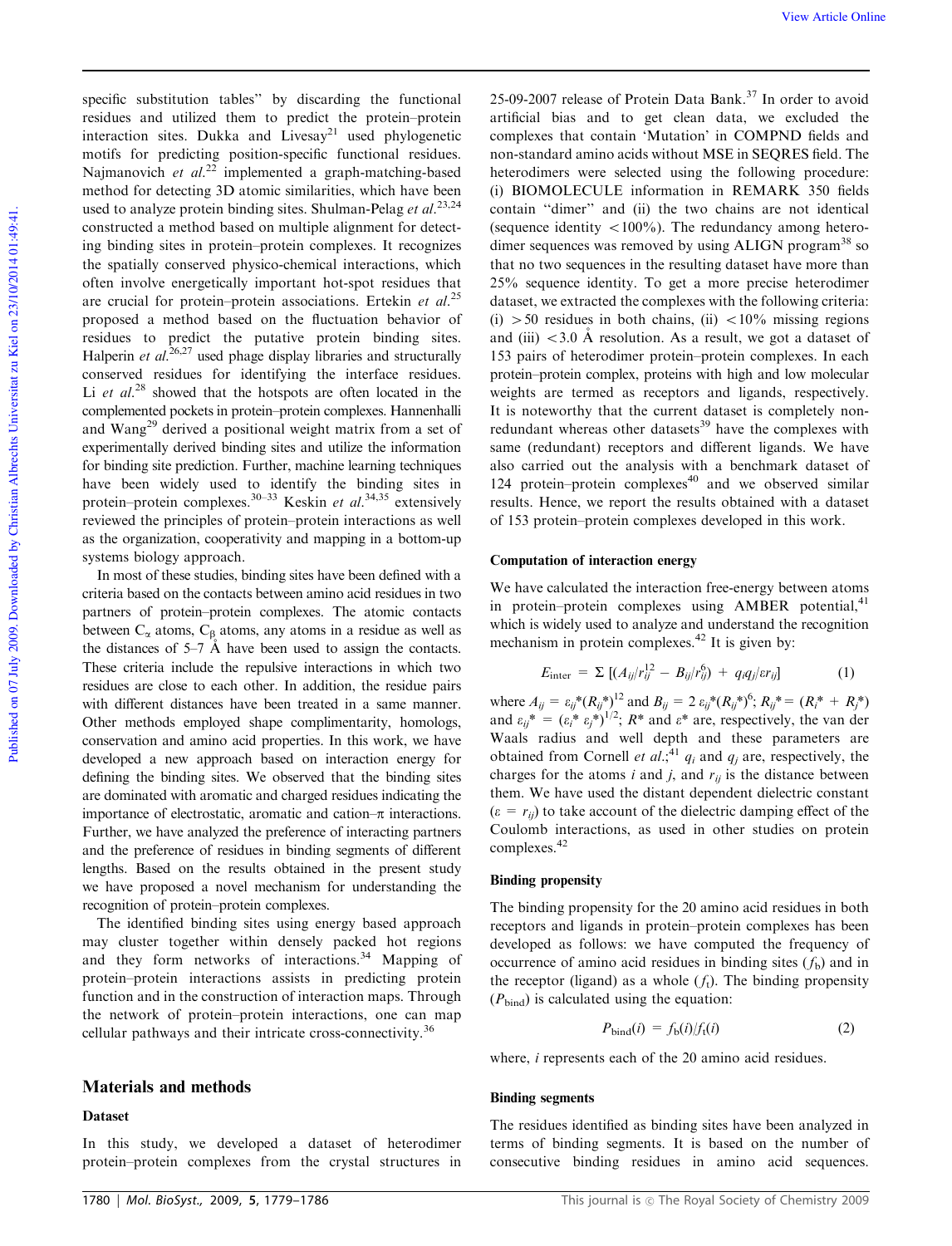specific substitution tables" by discarding the functional residues and utilized them to predict the protein–protein interaction sites. Dukka and Livesay[21] used phylogenetic motifs for predicting position-specific functional residues. Najmanovich *et al.*[22] implemented a graph-matching-based method for detecting 3D atomic similarities, which have been used to analyze protein binding sites. Shulman-Pelag *et al.*[23,24] constructed a method based on multiple alignment for detecting binding sites in protein–protein complexes. It recognizes the spatially conserved physico-chemical interactions, which often involve energetically important hot-spot residues that are crucial for protein–protein associations. Ertekin *et al.*[25] proposed a method based on the fluctuation behavior of residues to predict the putative protein binding sites. Halperin *et al.*[26,27] used phage display libraries and structurally conserved residues for identifying the interface residues. Li *et al.*[28] showed that the hotspots are often located in the complemented pockets in protein–protein complexes. Hannenhalli and Wang[29] derived a positional weight matrix from a set of experimentally derived binding sites and utilize the information for binding site prediction. Further, machine learning techniques have been widely used to identify the binding sites in protein–protein complexes.[30–33] Keskin *et al.*[34,35] extensively reviewed the principles of protein–protein interactions as well as the organization, cooperativity and mapping in a bottom-up systems biology approach.

In most of these studies, binding sites have been defined with a criteria based on the contacts between amino acid residues in two partners of protein–protein complexes. The atomic contacts between $C_\alpha$ atoms, $C_\beta$ atoms, any atoms in a residue as well as the distances of 5–7 Å have been used to assign the contacts. These criteria include the repulsive interactions in which two residues are close to each other. In addition, the residue pairs with different distances have been treated in a same manner. Other methods employed shape complimentarity, homologs, conservation and amino acid properties. In this work, we have developed a new approach based on interaction energy for defining the binding sites. We observed that the binding sites are dominated with aromatic and charged residues indicating the importance of electrostatic, aromatic and cation–π interactions. Further, we have analyzed the preference of interacting partners and the preference of residues in binding segments of different lengths. Based on the results obtained in the present study we have proposed a novel mechanism for understanding the recognition of protein–protein complexes.

The identified binding sites using energy based approach may cluster together within densely packed hot regions and they form networks of interactions.[34] Mapping of protein–protein interactions assists in predicting protein function and in the construction of interaction maps. Through the network of protein–protein interactions, one can map cellular pathways and their intricate cross-connectivity.[36]

## Materials and methods

### Dataset

In this study, we developed a dataset of heterodimer protein–protein complexes from the crystal structures in 25-09-2007 release of Protein Data Bank.[37] In order to avoid artificial bias and to get clean data, we excluded the complexes that contain 'Mutation' in COMPND fields and non-standard amino acids without MSE in SEQRES field. The heterodimers were selected using the following procedure: (i) BIOMOLECULE information in REMARK 350 fields contain "dimer" and (ii) the two chains are not identical (sequence identity <100%). The redundancy among heterodimer sequences was removed by using ALIGN program[38] so that no two sequences in the resulting dataset have more than 25% sequence identity. To get a more precise heterodimer dataset, we extracted the complexes with the following criteria: (i) >50 residues in both chains, (ii) <10% missing regions and (iii) <3.0 Å resolution. As a result, we got a dataset of 153 pairs of heterodimer protein–protein complexes. In each protein–protein complex, proteins with high and low molecular weights are termed as receptors and ligands, respectively. It is noteworthy that the current dataset is completely non-redundant whereas other datasets[39] have the complexes with same (redundant) receptors and different ligands. We have also carried out the analysis with a benchmark dataset of 124 protein–protein complexes[40] and we observed similar results. Hence, we report the results obtained with a dataset of 153 protein–protein complexes developed in this work.

### Computation of interaction energy

We have calculated the interaction free-energy between atoms in protein–protein complexes using AMBER potential,[41] which is widely used to analyze and understand the recognition mechanism in protein complexes.[42] It is given by:

$$E_{\text{inter}} = \Sigma\,[(A_{ij}/r_{ij}^{12} - B_{ij}/r_{ij}^{6}) + q_i q_j/\varepsilon r_{ij}] \qquad (1)$$

where $A_{ij} = \varepsilon_{ij}^*(R_{ij}^*)^{12}$ and $B_{ij} = 2\,\varepsilon_{ij}^*(R_{ij}^*)^6$; $R_{ij}^* = (R_i^* + R_j^*)$ and $\varepsilon_{ij}^* = (\varepsilon_i^*\,\varepsilon_j^*)^{1/2}$; $R^*$ and $\varepsilon^*$ are, respectively, the van der Waals radius and well depth and these parameters are obtained from Cornell *et al.*;[41] $q_i$ and $q_j$ are, respectively, the charges for the atoms $i$ and $j$, and $r_{ij}$ is the distance between them. We have used the distant dependent dielectric constant ($\varepsilon = r_{ij}$) to take account of the dielectric damping effect of the Coulomb interactions, as used in other studies on protein complexes.[42]

### Binding propensity

The binding propensity for the 20 amino acid residues in both receptors and ligands in protein–protein complexes has been developed as follows: we have computed the frequency of occurrence of amino acid residues in binding sites ($f_b$) and in the receptor (ligand) as a whole ($f_t$). The binding propensity ($P_{\text{bind}}$) is calculated using the equation:

$$P_{\text{bind}}(i) = f_b(i)/f_t(i) \qquad (2)$$

where, $i$ represents each of the 20 amino acid residues.

### Binding segments

The residues identified as binding sites have been analyzed in terms of binding segments. It is based on the number of consecutive binding residues in amino acid sequences.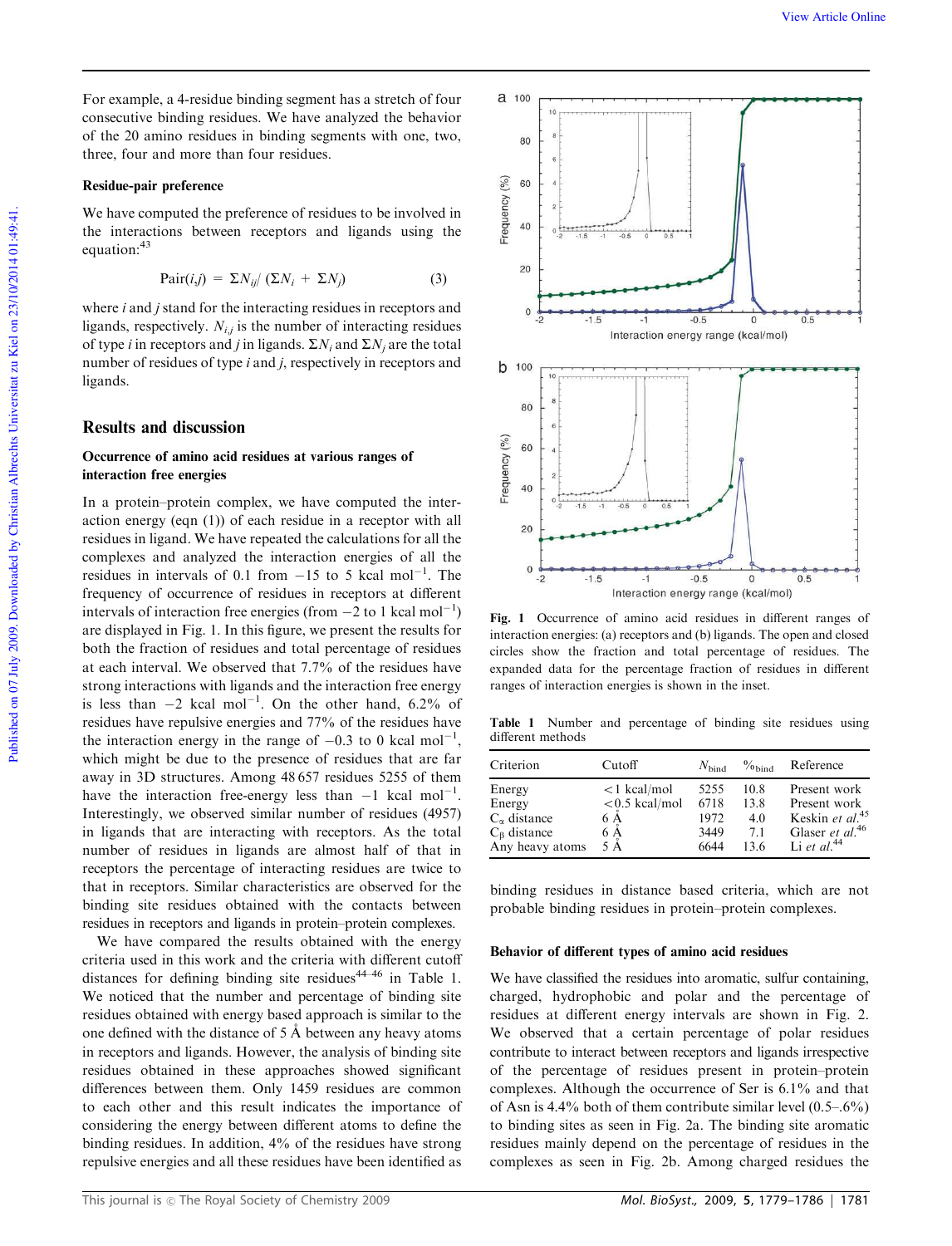For example, a 4-residue binding segment has a stretch of four consecutive binding residues. We have analyzed the behavior of the 20 amino residues in binding segments with one, two, three, four and more than four residues.

### Residue-pair preference

We have computed the preference of residues to be involved in the interactions between receptors and ligands using the equation:[43]

$$\mathrm{Pair}(i,j) = \Sigma N_{ij} / (\Sigma N_i + \Sigma N_j) \quad (3)$$

where $i$ and $j$ stand for the interacting residues in receptors and ligands, respectively. $N_{i,j}$ is the number of interacting residues of type $i$ in receptors and $j$ in ligands. $\Sigma N_i$ and $\Sigma N_j$ are the total number of residues of type $i$ and $j$, respectively in receptors and ligands.

## Results and discussion

### Occurrence of amino acid residues at various ranges of interaction free energies

In a protein–protein complex, we have computed the interaction energy (eqn (1)) of each residue in a receptor with all residues in ligand. We have repeated the calculations for all the complexes and analyzed the interaction energies of all the residues in intervals of 0.1 from −15 to 5 kcal mol$^{-1}$. The frequency of occurrence of residues in receptors at different intervals of interaction free energies (from −2 to 1 kcal mol$^{-1}$) are displayed in Fig. 1. In this figure, we present the results for both the fraction of residues and total percentage of residues at each interval. We observed that 7.7% of the residues have strong interactions with ligands and the interaction free energy is less than −2 kcal mol$^{-1}$. On the other hand, 6.2% of residues have repulsive energies and 77% of the residues have the interaction energy in the range of −0.3 to 0 kcal mol$^{-1}$, which might be due to the presence of residues that are far away in 3D structures. Among 48 657 residues 5255 of them have the interaction free-energy less than −1 kcal mol$^{-1}$. Interestingly, we observed similar number of residues (4957) in ligands that are interacting with receptors. As the total number of residues in ligands are almost half of that in receptors the percentage of interacting residues are twice to that in receptors. Similar characteristics are observed for the binding site residues obtained with the contacts between residues in receptors and ligands in protein–protein complexes.

We have compared the results obtained with the energy criteria used in this work and the criteria with different cutoff distances for defining binding site residues[44–46] in Table 1. We noticed that the number and percentage of binding site residues obtained with energy based approach is similar to the one defined with the distance of 5 Å between any heavy atoms in receptors and ligands. However, the analysis of binding site residues obtained in these approaches showed significant differences between them. Only 1459 residues are common to each other and this result indicates the importance of considering the energy between different atoms to define the binding residues. In addition, 4% of the residues have strong repulsive energies and all these residues have been identified as binding residues in distance based criteria, which are not probable binding residues in protein–protein complexes.

Fig. 1 Occurrence of amino acid residues in different ranges of interaction energies: (a) receptors and (b) ligands. The open and closed circles show the fraction and total percentage of residues. The expanded data for the percentage fraction of residues in different ranges of interaction energies is shown in the inset.

**Table 1** Number and percentage of binding site residues using different methods

| Criterion | Cutoff | $N_{\mathrm{bind}}$ | $\%_{\mathrm{bind}}$ | Reference |
|---|---|---|---|---|
| Energy | <1 kcal/mol | 5255 | 10.8 | Present work |
| Energy | <0.5 kcal/mol | 6718 | 13.8 | Present work |
| $C_\alpha$ distance | 6 Å | 1972 | 4.0 | Keskin *et al.*[45] |
| $C_\beta$ distance | 6 Å | 3449 | 7.1 | Glaser *et al.*[46] |
| Any heavy atoms | 5 Å | 6644 | 13.6 | Li *et al.*[44] |

### Behavior of different types of amino acid residues

We have classified the residues into aromatic, sulfur containing, charged, hydrophobic and polar and the percentage of residues at different energy intervals are shown in Fig. 2. We observed that a certain percentage of polar residues contribute to interact between receptors and ligands irrespective of the percentage of residues present in protein–protein complexes. Although the occurrence of Ser is 6.1% and that of Asn is 4.4% both of them contribute similar level (0.5–.6%) to binding sites as seen in Fig. 2a. The binding site aromatic residues mainly depend on the percentage of residues in the complexes as seen in Fig. 2b. Among charged residues the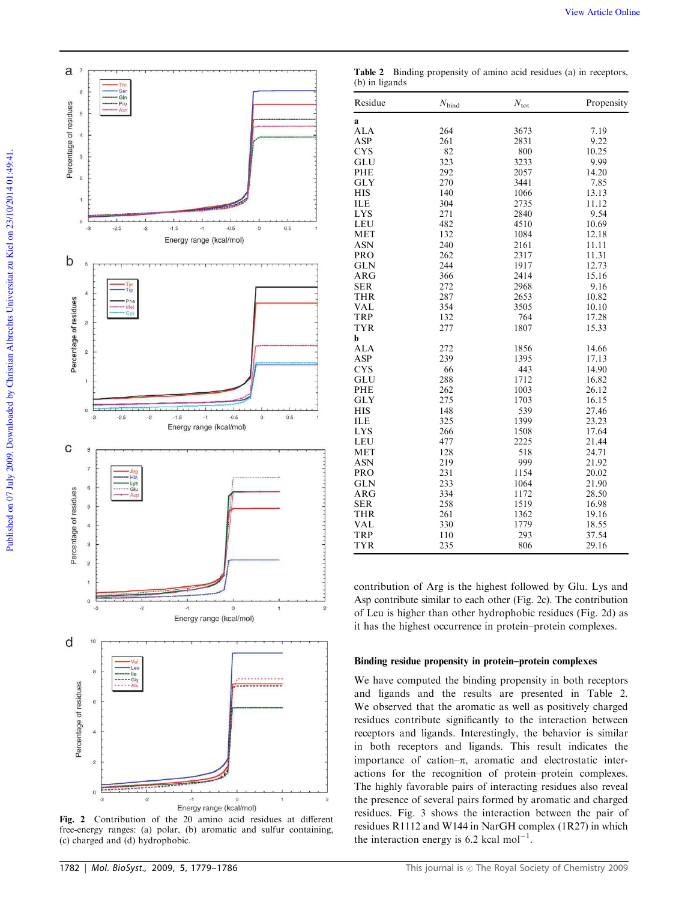Fig. 2 Contribution of the 20 amino acid residues at different free-energy ranges: (a) polar, (b) aromatic and sulfur containing, (c) charged and (d) hydrophobic.

Table 2 Binding propensity of amino acid residues (a) in receptors, (b) in ligands

| Residue | $N_{bind}$ | $N_{tot}$ | Propensity |
|---|---|---|---|
| **a** | | | |
| ALA | 264 | 3673 | 7.19 |
| ASP | 261 | 2831 | 9.22 |
| CYS | 82 | 800 | 10.25 |
| GLU | 323 | 3233 | 9.99 |
| PHE | 292 | 2057 | 14.20 |
| GLY | 270 | 3441 | 7.85 |
| HIS | 140 | 1066 | 13.13 |
| ILE | 304 | 2735 | 11.12 |
| LYS | 271 | 2840 | 9.54 |
| LEU | 482 | 4510 | 10.69 |
| MET | 132 | 1084 | 12.18 |
| ASN | 240 | 2161 | 11.11 |
| PRO | 262 | 2317 | 11.31 |
| GLN | 244 | 1917 | 12.73 |
| ARG | 366 | 2414 | 15.16 |
| SER | 272 | 2968 | 9.16 |
| THR | 287 | 2653 | 10.82 |
| VAL | 354 | 3505 | 10.10 |
| TRP | 132 | 764 | 17.28 |
| TYR | 277 | 1807 | 15.33 |
| **b** | | | |
| ALA | 272 | 1856 | 14.66 |
| ASP | 239 | 1395 | 17.13 |
| CYS | 66 | 443 | 14.90 |
| GLU | 288 | 1712 | 16.82 |
| PHE | 262 | 1003 | 26.12 |
| GLY | 275 | 1703 | 16.15 |
| HIS | 148 | 539 | 27.46 |
| ILE | 325 | 1399 | 23.23 |
| LYS | 266 | 1508 | 17.64 |
| LEU | 477 | 2225 | 21.44 |
| MET | 128 | 518 | 24.71 |
| ASN | 219 | 999 | 21.92 |
| PRO | 231 | 1154 | 20.02 |
| GLN | 233 | 1064 | 21.90 |
| ARG | 334 | 1172 | 28.50 |
| SER | 258 | 1519 | 16.98 |
| THR | 261 | 1362 | 19.16 |
| VAL | 330 | 1779 | 18.55 |
| TRP | 110 | 293 | 37.54 |
| TYR | 235 | 806 | 29.16 |

contribution of Arg is the highest followed by Glu. Lys and Asp contribute similar to each other (Fig. 2c). The contribution of Leu is higher than other hydrophobic residues (Fig. 2d) as it has the highest occurrence in protein–protein complexes.

## Binding residue propensity in protein–protein complexes

We have computed the binding propensity in both receptors and ligands and the results are presented in Table 2. We observed that the aromatic as well as positively charged residues contribute significantly to the interaction between receptors and ligands. Interestingly, the behavior is similar in both receptors and ligands. This result indicates the importance of cation–π, aromatic and electrostatic interactions for the recognition of protein–protein complexes. The highly favorable pairs of interacting residues also reveal the presence of several pairs formed by aromatic and charged residues. Fig. 3 shows the interaction between the pair of residues R1112 and W144 in NarGH complex (1R27) in which the interaction energy is 6.2 kcal mol$^{-1}$.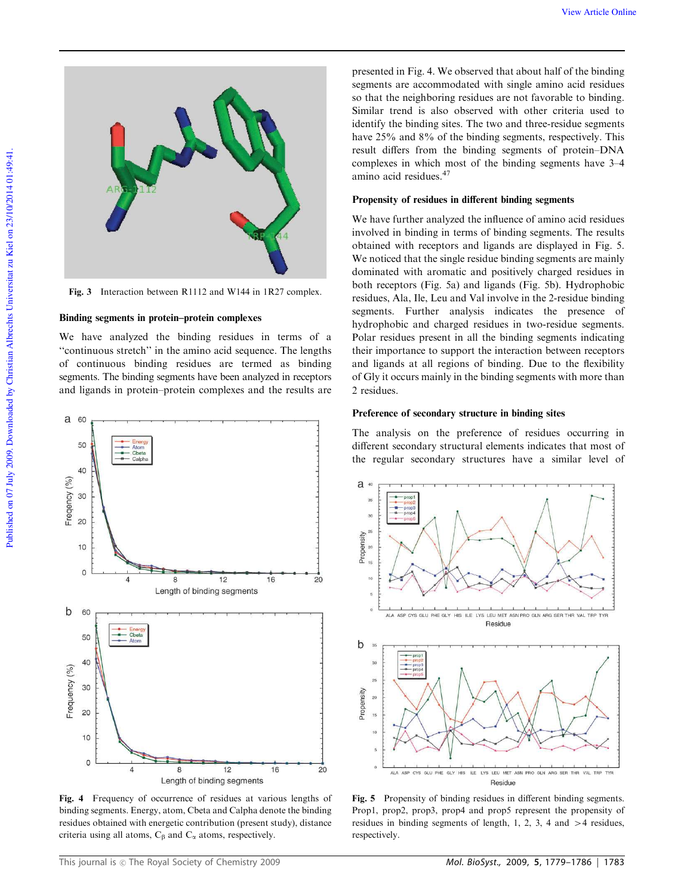Fig. 3 Interaction between R1112 and W144 in 1R27 complex.

### Binding segments in protein–protein complexes

We have analyzed the binding residues in terms of a "continuous stretch" in the amino acid sequence. The lengths of continuous binding residues are termed as binding segments. The binding segments have been analyzed in receptors and ligands in protein–protein complexes and the results are presented in Fig. 4. We observed that about half of the binding segments are accommodated with single amino acid residues so that the neighboring residues are not favorable to binding. Similar trend is also observed with other criteria used to identify the binding sites. The two and three-residue segments have 25% and 8% of the binding segments, respectively. This result differs from the binding segments of protein–DNA complexes in which most of the binding segments have 3–4 amino acid residues.[47]

Fig. 4 Frequency of occurrence of residues at various lengths of binding segments. Energy, atom, Cbeta and Calpha denote the binding residues obtained with energetic contribution (present study), distance criteria using all atoms, $C_\beta$ and $C_\alpha$ atoms, respectively.

### Propensity of residues in different binding segments

We have further analyzed the influence of amino acid residues involved in binding in terms of binding segments. The results obtained with receptors and ligands are displayed in Fig. 5. We noticed that the single residue binding segments are mainly dominated with aromatic and positively charged residues in both receptors (Fig. 5a) and ligands (Fig. 5b). Hydrophobic residues, Ala, Ile, Leu and Val involve in the 2-residue binding segments. Further analysis indicates the presence of hydrophobic and charged residues in two-residue segments. Polar residues present in all the binding segments indicating their importance to support the interaction between receptors and ligands at all regions of binding. Due to the flexibility of Gly it occurs mainly in the binding segments with more than 2 residues.

### Preference of secondary structure in binding sites

The analysis on the preference of residues occurring in different secondary structural elements indicates that most of the regular secondary structures have a similar level of

Fig. 5 Propensity of binding residues in different binding segments. Prop1, prop2, prop3, prop4 and prop5 represent the propensity of residues in binding segments of length, 1, 2, 3, 4 and >4 residues, respectively.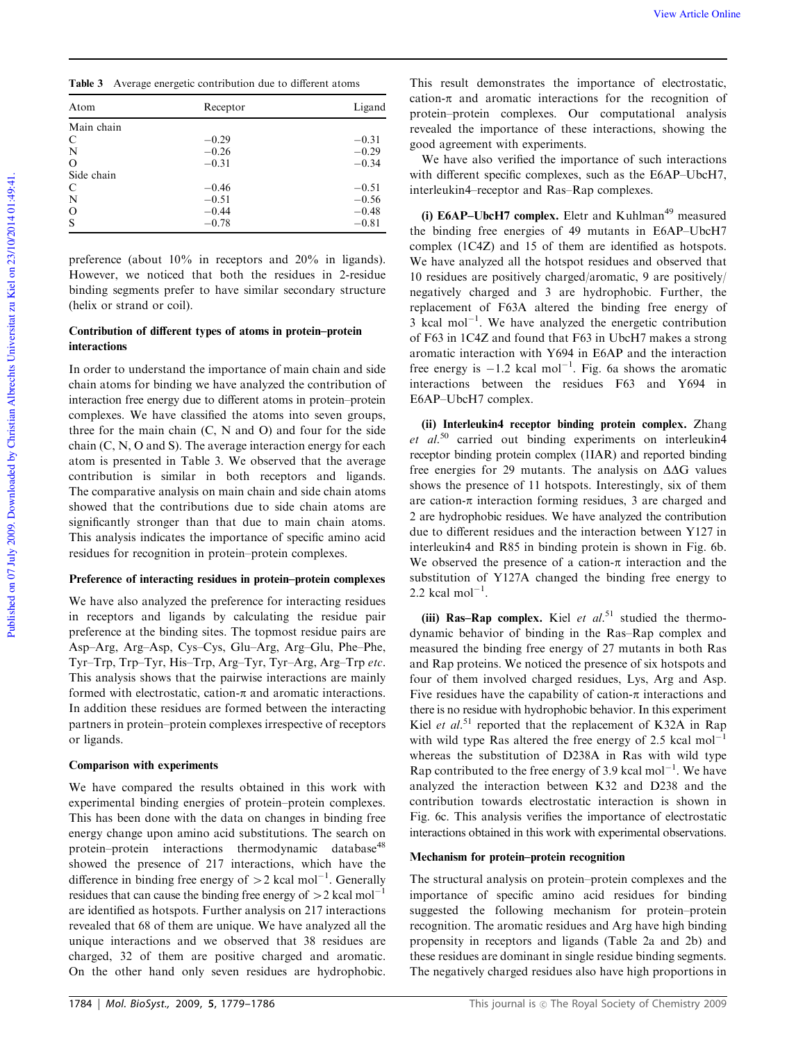**Table 3** Average energetic contribution due to different atoms

| Atom | Receptor | Ligand |
|---|---|---|
| Main chain | | |
| C | −0.29 | −0.31 |
| N | −0.26 | −0.29 |
| O | −0.31 | −0.34 |
| Side chain | | |
| C | −0.46 | −0.51 |
| N | −0.51 | −0.56 |
| O | −0.44 | −0.48 |
| S | −0.78 | −0.81 |

preference (about 10% in receptors and 20% in ligands). However, we noticed that both the residues in 2-residue binding segments prefer to have similar secondary structure (helix or strand or coil).

### Contribution of different types of atoms in protein–protein interactions

In order to understand the importance of main chain and side chain atoms for binding we have analyzed the contribution of interaction free energy due to different atoms in protein–protein complexes. We have classified the atoms into seven groups, three for the main chain (C, N and O) and four for the side chain (C, N, O and S). The average interaction energy for each atom is presented in Table 3. We observed that the average contribution is similar in both receptors and ligands. The comparative analysis on main chain and side chain atoms showed that the contributions due to side chain atoms are significantly stronger than that due to main chain atoms. This analysis indicates the importance of specific amino acid residues for recognition in protein–protein complexes.

### Preference of interacting residues in protein–protein complexes

We have also analyzed the preference for interacting residues in receptors and ligands by calculating the residue pair preference at the binding sites. The topmost residue pairs are Asp–Arg, Arg–Asp, Cys–Cys, Glu–Arg, Arg–Glu, Phe–Phe, Tyr–Trp, Trp–Tyr, His–Trp, Arg–Tyr, Tyr–Arg, Arg–Trp *etc.* This analysis shows that the pairwise interactions are mainly formed with electrostatic, cation-π and aromatic interactions. In addition these residues are formed between the interacting partners in protein–protein complexes irrespective of receptors or ligands.

### Comparison with experiments

We have compared the results obtained in this work with experimental binding energies of protein–protein complexes. This has been done with the data on changes in binding free energy change upon amino acid substitutions. The search on protein–protein interactions thermodynamic database[48] showed the presence of 217 interactions, which have the difference in binding free energy of >2 kcal mol$^{-1}$. Generally residues that can cause the binding free energy of >2 kcal mol$^{-1}$ are identified as hotspots. Further analysis on 217 interactions revealed that 68 of them are unique. We have analyzed all the unique interactions and we observed that 38 residues are charged, 32 of them are positive charged and aromatic. On the other hand only seven residues are hydrophobic. This result demonstrates the importance of electrostatic, cation-π and aromatic interactions for the recognition of protein–protein complexes. Our computational analysis revealed the importance of these interactions, showing the good agreement with experiments.

We have also verified the importance of such interactions with different specific complexes, such as the E6AP–UbcH7, interleukin4–receptor and Ras–Rap complexes.

**(i) E6AP–UbcH7 complex.** Eletr and Kuhlman[49] measured the binding free energies of 49 mutants in E6AP–UbcH7 complex (1C4Z) and 15 of them are identified as hotspots. We have analyzed all the hotspot residues and observed that 10 residues are positively charged/aromatic, 9 are positively/negatively charged and 3 are hydrophobic. Further, the replacement of F63A altered the binding free energy of 3 kcal mol$^{-1}$. We have analyzed the energetic contribution of F63 in 1C4Z and found that F63 in UbcH7 makes a strong aromatic interaction with Y694 in E6AP and the interaction free energy is −1.2 kcal mol$^{-1}$. Fig. 6a shows the aromatic interactions between the residues F63 and Y694 in E6AP–UbcH7 complex.

**(ii) Interleukin4 receptor binding protein complex.** Zhang *et al.*[50] carried out binding experiments on interleukin4 receptor binding protein complex (1IAR) and reported binding free energies for 29 mutants. The analysis on ΔΔG values shows the presence of 11 hotspots. Interestingly, six of them are cation-π interaction forming residues, 3 are charged and 2 are hydrophobic residues. We have analyzed the contribution due to different residues and the interaction between Y127 in interleukin4 and R85 in binding protein is shown in Fig. 6b. We observed the presence of a cation-π interaction and the substitution of Y127A changed the binding free energy to 2.2 kcal mol$^{-1}$.

**(iii) Ras–Rap complex.** Kiel *et al.*[51] studied the thermodynamic behavior of binding in the Ras–Rap complex and measured the binding free energy of 27 mutants in both Ras and Rap proteins. We noticed the presence of six hotspots and four of them involved charged residues, Lys, Arg and Asp. Five residues have the capability of cation-π interactions and there is no residue with hydrophobic behavior. In this experiment Kiel *et al.*[51] reported that the replacement of K32A in Rap with wild type Ras altered the free energy of 2.5 kcal mol$^{-1}$ whereas the substitution of D238A in Ras with wild type Rap contributed to the free energy of 3.9 kcal mol$^{-1}$. We have analyzed the interaction between K32 and D238 and the contribution towards electrostatic interaction is shown in Fig. 6c. This analysis verifies the importance of electrostatic interactions obtained in this work with experimental observations.

### Mechanism for protein–protein recognition

The structural analysis on protein–protein complexes and the importance of specific amino acid residues for binding suggested the following mechanism for protein–protein recognition. The aromatic residues and Arg have high binding propensity in receptors and ligands (Table 2a and 2b) and these residues are dominant in single residue binding segments. The negatively charged residues also have high proportions in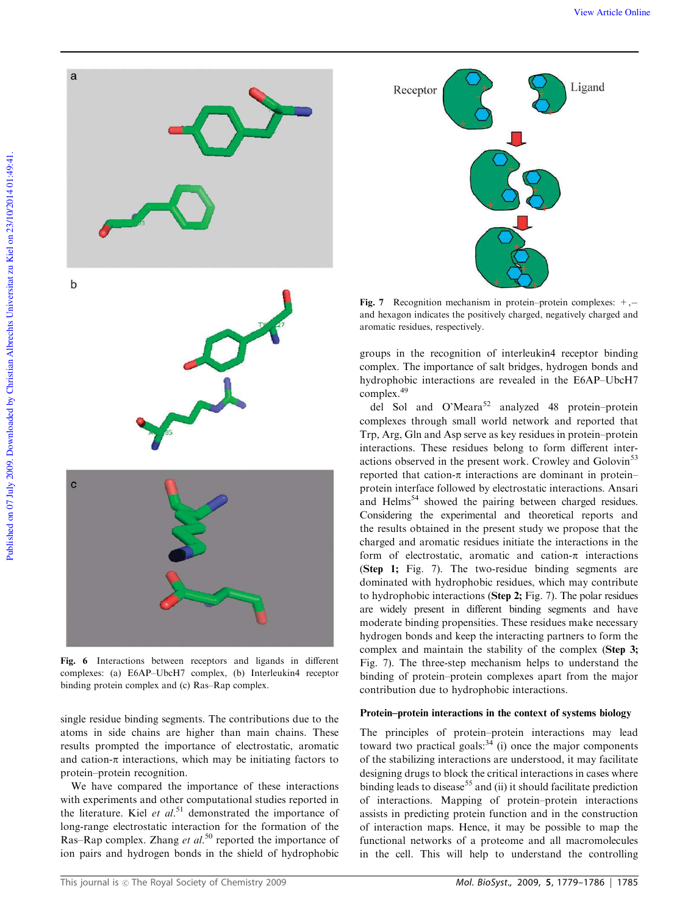Fig. 6 Interactions between receptors and ligands in different complexes: (a) E6AP–UbcH7 complex, (b) Interleukin4 receptor binding protein complex and (c) Ras–Rap complex.

Fig. 7 Recognition mechanism in protein–protein complexes: +,– and hexagon indicates the positively charged, negatively charged and aromatic residues, respectively.

single residue binding segments. The contributions due to the atoms in side chains are higher than main chains. These results prompted the importance of electrostatic, aromatic and cation-π interactions, which may be initiating factors to protein–protein recognition.

We have compared the importance of these interactions with experiments and other computational studies reported in the literature. Kiel *et al.*[51] demonstrated the importance of long-range electrostatic interaction for the formation of the Ras–Rap complex. Zhang *et al.*[50] reported the importance of ion pairs and hydrogen bonds in the shield of hydrophobic groups in the recognition of interleukin4 receptor binding complex. The importance of salt bridges, hydrogen bonds and hydrophobic interactions are revealed in the E6AP–UbcH7 complex.[49]

del Sol and O'Meara[52] analyzed 48 protein–protein complexes through small world network and reported that Trp, Arg, Gln and Asp serve as key residues in protein–protein interactions. These residues belong to form different interactions observed in the present work. Crowley and Golovin[53] reported that cation-π interactions are dominant in protein–protein interface followed by electrostatic interactions. Ansari and Helms[54] showed the pairing between charged residues. Considering the experimental and theoretical reports and the results obtained in the present study we propose that the charged and aromatic residues initiate the interactions in the form of electrostatic, aromatic and cation-π interactions (**Step 1;** Fig. 7). The two-residue binding segments are dominated with hydrophobic residues, which may contribute to hydrophobic interactions (**Step 2;** Fig. 7). The polar residues are widely present in different binding segments and have moderate binding propensities. These residues make necessary hydrogen bonds and keep the interacting partners to form the complex and maintain the stability of the complex (**Step 3;** Fig. 7). The three-step mechanism helps to understand the binding of protein–protein complexes apart from the major contribution due to hydrophobic interactions.

### Protein–protein interactions in the context of systems biology

The principles of protein–protein interactions may lead toward two practical goals:[34] (i) once the major components of the stabilizing interactions are understood, it may facilitate designing drugs to block the critical interactions in cases where binding leads to disease[55] and (ii) it should facilitate prediction of interactions. Mapping of protein–protein interactions assists in predicting protein function and in the construction of interaction maps. Hence, it may be possible to map the functional networks of a proteome and all macromolecules in the cell. This will help to understand the controlling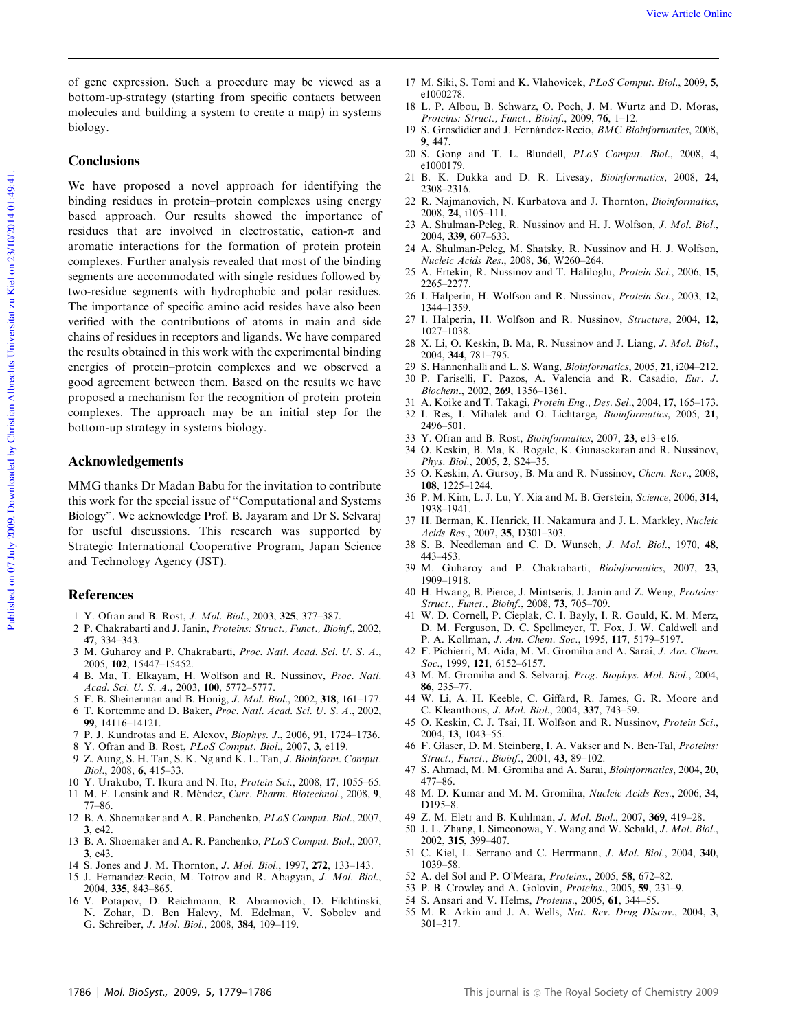of gene expression. Such a procedure may be viewed as a bottom-up-strategy (starting from specific contacts between molecules and building a system to create a map) in systems biology.

## Conclusions

We have proposed a novel approach for identifying the binding residues in protein–protein complexes using energy based approach. Our results showed the importance of residues that are involved in electrostatic, cation-π and aromatic interactions for the formation of protein–protein complexes. Further analysis revealed that most of the binding segments are accommodated with single residues followed by two-residue segments with hydrophobic and polar residues. The importance of specific amino acid resides have also been verified with the contributions of atoms in main and side chains of residues in receptors and ligands. We have compared the results obtained in this work with the experimental binding energies of protein–protein complexes and we observed a good agreement between them. Based on the results we have proposed a mechanism for the recognition of protein–protein complexes. The approach may be an initial step for the bottom-up strategy in systems biology.

## Acknowledgements

MMG thanks Dr Madan Babu for the invitation to contribute this work for the special issue of "Computational and Systems Biology". We acknowledge Prof. B. Jayaram and Dr S. Selvaraj for useful discussions. This research was supported by Strategic International Cooperative Program, Japan Science and Technology Agency (JST).

## References

1. Y. Ofran and B. Rost, *J. Mol. Biol.*, 2003, **325**, 377–387.
2. P. Chakrabarti and J. Janin, *Proteins: Struct., Funct., Bioinf.*, 2002, **47**, 334–343.
3. M. Guharoy and P. Chakrabarti, *Proc. Natl. Acad. Sci. U. S. A.*, 2005, **102**, 15447–15452.
4. B. Ma, T. Elkayam, H. Wolfson and R. Nussinov, *Proc. Natl. Acad. Sci. U. S. A.*, 2003, **100**, 5772–5777.
5. F. B. Sheinerman and B. Honig, *J. Mol. Biol.*, 2002, **318**, 161–177.
6. T. Kortemme and D. Baker, *Proc. Natl. Acad. Sci. U. S. A.*, 2002, **99**, 14116–14121.
7. P. J. Kundrotas and E. Alexov, *Biophys. J.*, 2006, **91**, 1724–1736.
8. Y. Ofran and B. Rost, *PLoS Comput. Biol.*, 2007, **3**, e119.
9. Z. Aung, S. H. Tan, S. K. Ng and K. L. Tan, *J. Bioinform. Comput. Biol.*, 2008, **6**, 415–33.
10. Y. Urakubo, T. Ikura and N. Ito, *Protein Sci.*, 2008, **17**, 1055–65.
11. M. F. Lensink and R. Méndez, *Curr. Pharm. Biotechnol.*, 2008, **9**, 77–86.
12. B. A. Shoemaker and A. R. Panchenko, *PLoS Comput. Biol.*, 2007, **3**, e42.
13. B. A. Shoemaker and A. R. Panchenko, *PLoS Comput. Biol.*, 2007, **3**, e43.
14. S. Jones and J. M. Thornton, *J. Mol. Biol.*, 1997, **272**, 133–143.
15. J. Fernandez-Recio, M. Totrov and R. Abagyan, *J. Mol. Biol.*, 2004, **335**, 843–865.
16. V. Potapov, D. Reichmann, R. Abramovich, D. Filchtinski, N. Zohar, D. Ben Halevy, M. Edelman, V. Sobolev and G. Schreiber, *J. Mol. Biol.*, 2008, **384**, 109–119.
17. M. Siki, S. Tomi and K. Vlahovicek, *PLoS Comput. Biol.*, 2009, **5**, e1000278.
18. L. P. Albou, B. Schwarz, O. Poch, J. M. Wurtz and D. Moras, *Proteins: Struct., Funct., Bioinf.*, 2009, **76**, 1–12.
19. S. Grosdidier and J. Fernández-Recio, *BMC Bioinformatics*, 2008, **9**, 447.
20. S. Gong and T. L. Blundell, *PLoS Comput. Biol.*, 2008, **4**, e1000179.
21. B. K. Dukka and D. R. Livesay, *Bioinformatics*, 2008, **24**, 2308–2316.
22. R. Najmanovich, N. Kurbatova and J. Thornton, *Bioinformatics*, 2008, **24**, i105–111.
23. A. Shulman-Peleg, R. Nussinov and H. J. Wolfson, *J. Mol. Biol.*, 2004, **339**, 607–633.
24. A. Shulman-Peleg, M. Shatsky, R. Nussinov and H. J. Wolfson, *Nucleic Acids Res.*, 2008, **36**, W260–264.
25. A. Ertekin, R. Nussinov and T. Haliloglu, *Protein Sci.*, 2006, **15**, 2265–2277.
26. I. Halperin, H. Wolfson and R. Nussinov, *Protein Sci.*, 2003, **12**, 1344–1359.
27. I. Halperin, H. Wolfson and R. Nussinov, *Structure*, 2004, **12**, 1027–1038.
28. X. Li, O. Keskin, B. Ma, R. Nussinov and J. Liang, *J. Mol. Biol.*, 2004, **344**, 781–795.
29. S. Hannenhalli and L. S. Wang, *Bioinformatics*, 2005, **21**, i204–212.
30. P. Fariselli, F. Pazos, A. Valencia and R. Casadio, *Eur. J. Biochem.*, 2002, **269**, 1356–1361.
31. A. Koike and T. Takagi, *Protein Eng., Des. Sel.*, 2004, **17**, 165–173.
32. I. Res, I. Mihalek and O. Lichtarge, *Bioinformatics*, 2005, **21**, 2496–501.
33. Y. Ofran and B. Rost, *Bioinformatics*, 2007, **23**, e13–e16.
34. O. Keskin, B. Ma, K. Rogale, K. Gunasekaran and R. Nussinov, *Phys. Biol.*, 2005, **2**, S24–35.
35. O. Keskin, A. Gursoy, B. Ma and R. Nussinov, *Chem. Rev.*, 2008, **108**, 1225–1244.
36. P. M. Kim, L. J. Lu, Y. Xia and M. B. Gerstein, *Science*, 2006, **314**, 1938–1941.
37. H. Berman, K. Henrick, H. Nakamura and J. L. Markley, *Nucleic Acids Res.*, 2007, **35**, D301–303.
38. S. B. Needleman and C. D. Wunsch, *J. Mol. Biol.*, 1970, **48**, 443–453.
39. M. Guharoy and P. Chakrabarti, *Bioinformatics*, 2007, **23**, 1909–1918.
40. H. Hwang, B. Pierce, J. Mintseris, J. Janin and Z. Weng, *Proteins: Struct., Funct., Bioinf.*, 2008, **73**, 705–709.
41. W. D. Cornell, P. Cieplak, C. I. Bayly, I. R. Gould, K. M. Merz, D. M. Ferguson, D. C. Spellmeyer, T. Fox, J. W. Caldwell and P. A. Kollman, *J. Am. Chem. Soc.*, 1995, **117**, 5179–5197.
42. F. Pichierri, M. Aida, M. M. Gromiha and A. Sarai, *J. Am. Chem. Soc.*, 1999, **121**, 6152–6157.
43. M. M. Gromiha and S. Selvaraj, *Prog. Biophys. Mol. Biol.*, 2004, **86**, 235–77.
44. W. Li, A. H. Keeble, C. Giffard, R. James, G. R. Moore and C. Kleanthous, *J. Mol. Biol.*, 2004, **337**, 743–59.
45. O. Keskin, C. J. Tsai, H. Wolfson and R. Nussinov, *Protein Sci.*, 2004, **13**, 1043–55.
46. F. Glaser, D. M. Steinberg, I. A. Vakser and N. Ben-Tal, *Proteins: Struct., Funct., Bioinf.*, 2001, **43**, 89–102.
47. S. Ahmad, M. M. Gromiha and A. Sarai, *Bioinformatics*, 2004, **20**, 477–86.
48. M. D. Kumar and M. M. Gromiha, *Nucleic Acids Res.*, 2006, **34**, D195–8.
49. Z. M. Eletr and B. Kuhlman, *J. Mol. Biol.*, 2007, **369**, 419–28.
50. J. L. Zhang, I. Simeonowa, Y. Wang and W. Sebald, *J. Mol. Biol.*, 2002, **315**, 399–407.
51. C. Kiel, L. Serrano and C. Herrmann, *J. Mol. Biol.*, 2004, **340**, 1039–58.
52. A. del Sol and P. O'Meara, *Proteins.*, 2005, **58**, 672–82.
53. P. B. Crowley and A. Golovin, *Proteins.*, 2005, **59**, 231–9.
54. S. Ansari and V. Helms, *Proteins.*, 2005, **61**, 344–55.
55. M. R. Arkin and J. A. Wells, *Nat. Rev. Drug Discov.*, 2004, **3**, 301–317.